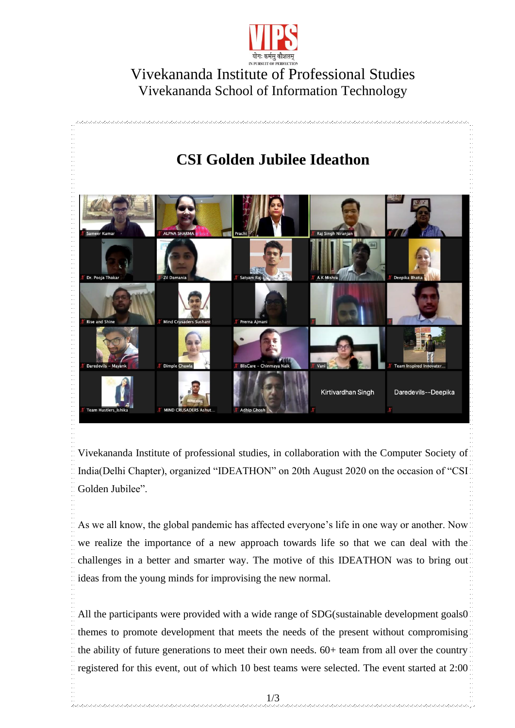Vivekananda Institute of Professional Studies

Vivekananda School of Information Technology

# CSI Golden Jubilee Ideathon

Vivekananda Institute of professional studies, in collaboration with the Computer Society of India(Delhi Chapter), organized "IDEATHON" on 20th August 2020 on the occasion of "CSI Golden Jubilee".

As we all know, the global pandemic has affected everyone's life in one way or another. Now we realize the importance of a new approach towards life so that we can deal with the challenges in a better and smarter way. The motive of this IDEATHON was to bring out ideas from the young minds for improvising the new normal.

All the participants were provided with a wide range of SDG(sustainable development goals0 themes to promote development that meets the needs of the present without compromising the ability of future generations to meet their own needs. 60+ team from all over the country registered for this event, out of which 10 best teams were selected. The event started at 2:00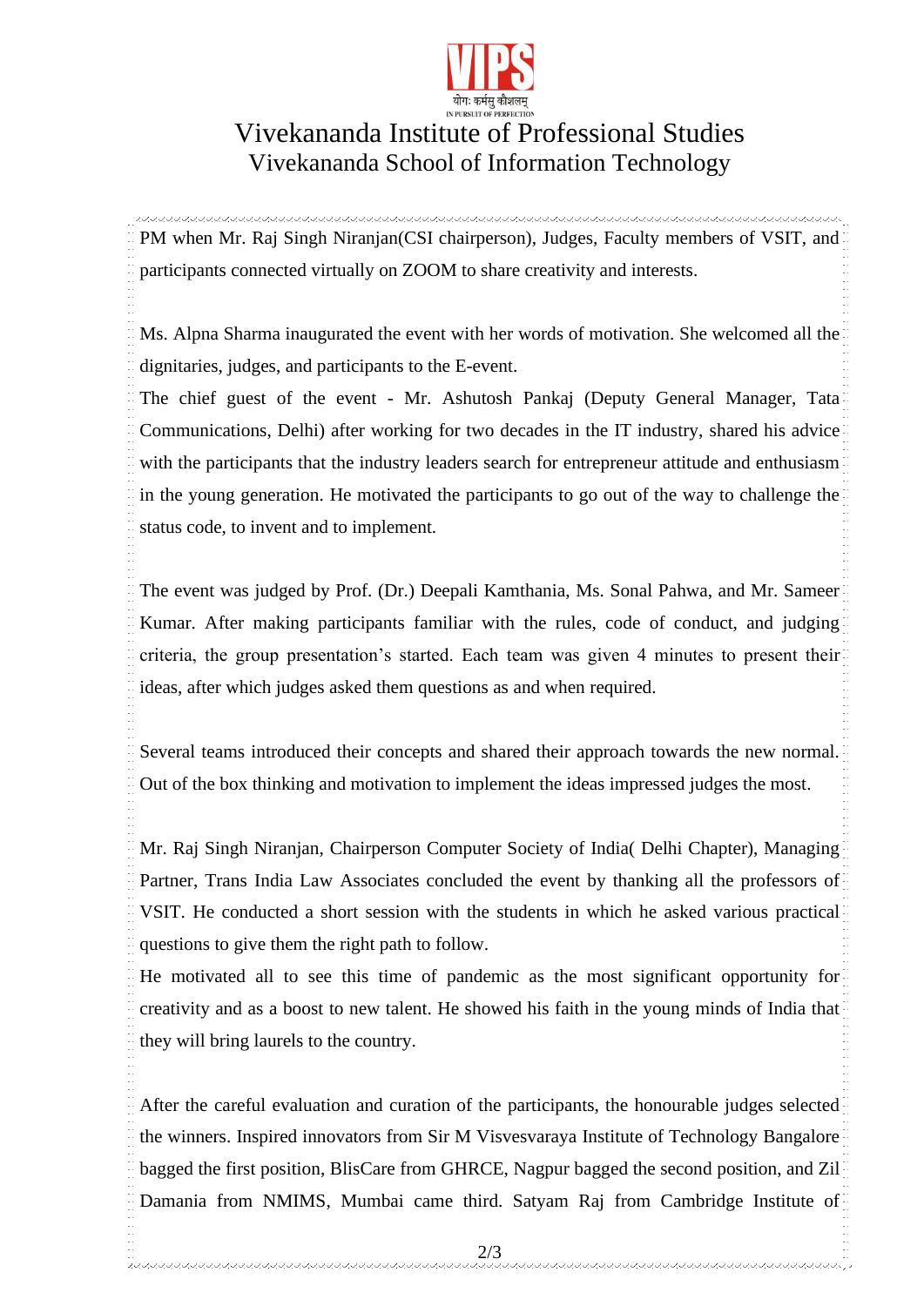PM when Mr. Raj Singh Niranjan(CSI chairperson), Judges, Faculty members of VSIT, and participants connected virtually on ZOOM to share creativity and interests.

Ms. Alpna Sharma inaugurated the event with her words of motivation. She welcomed all the dignitaries, judges, and participants to the E-event.

The chief guest of the event - Mr. Ashutosh Pankaj (Deputy General Manager, Tata Communications, Delhi) after working for two decades in the IT industry, shared his advice with the participants that the industry leaders search for entrepreneur attitude and enthusiasm in the young generation. He motivated the participants to go out of the way to challenge the status code, to invent and to implement.

The event was judged by Prof. (Dr.) Deepali Kamthania, Ms. Sonal Pahwa, and Mr. Sameer Kumar. After making participants familiar with the rules, code of conduct, and judging criteria, the group presentation's started. Each team was given 4 minutes to present their ideas, after which judges asked them questions as and when required.

Several teams introduced their concepts and shared their approach towards the new normal. Out of the box thinking and motivation to implement the ideas impressed judges the most.

Mr. Raj Singh Niranjan, Chairperson Computer Society of India( Delhi Chapter), Managing Partner, Trans India Law Associates concluded the event by thanking all the professors of VSIT. He conducted a short session with the students in which he asked various practical questions to give them the right path to follow.

He motivated all to see this time of pandemic as the most significant opportunity for creativity and as a boost to new talent. He showed his faith in the young minds of India that they will bring laurels to the country.

After the careful evaluation and curation of the participants, the honourable judges selected the winners. Inspired innovators from Sir M Visvesvaraya Institute of Technology Bangalore bagged the first position, BlisCare from GHRCE, Nagpur bagged the second position, and Zil Damania from NMIMS, Mumbai came third. Satyam Raj from Cambridge Institute of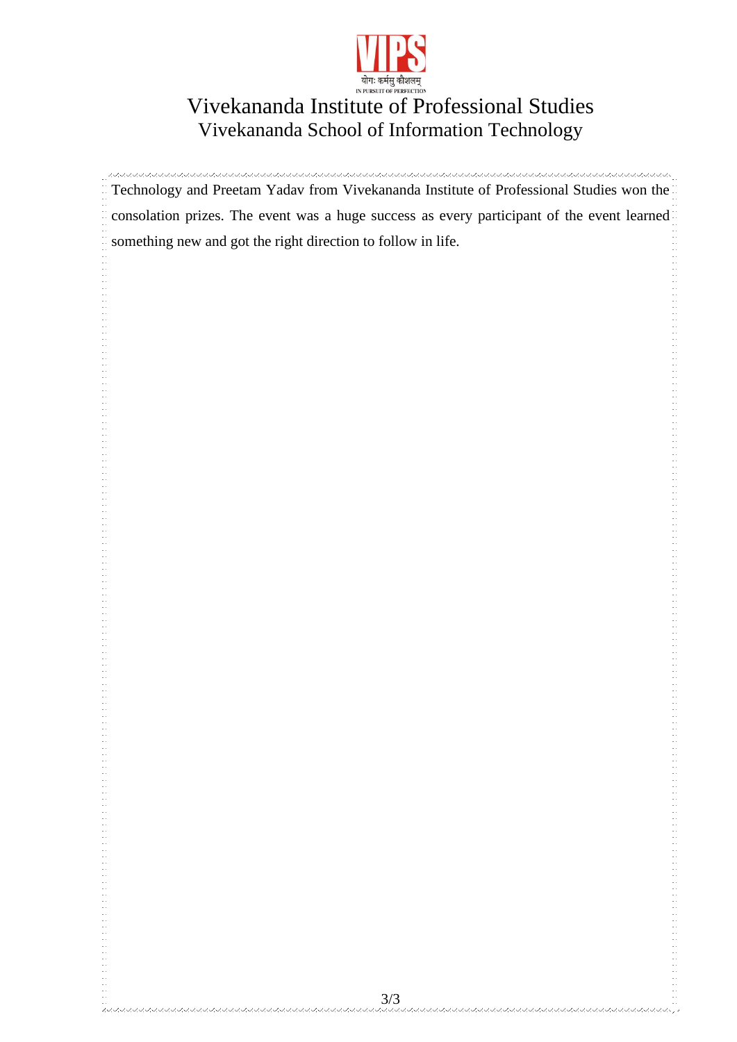Technology and Preetam Yadav from Vivekananda Institute of Professional Studies won the consolation prizes. The event was a huge success as every participant of the event learned something new and got the right direction to follow in life.